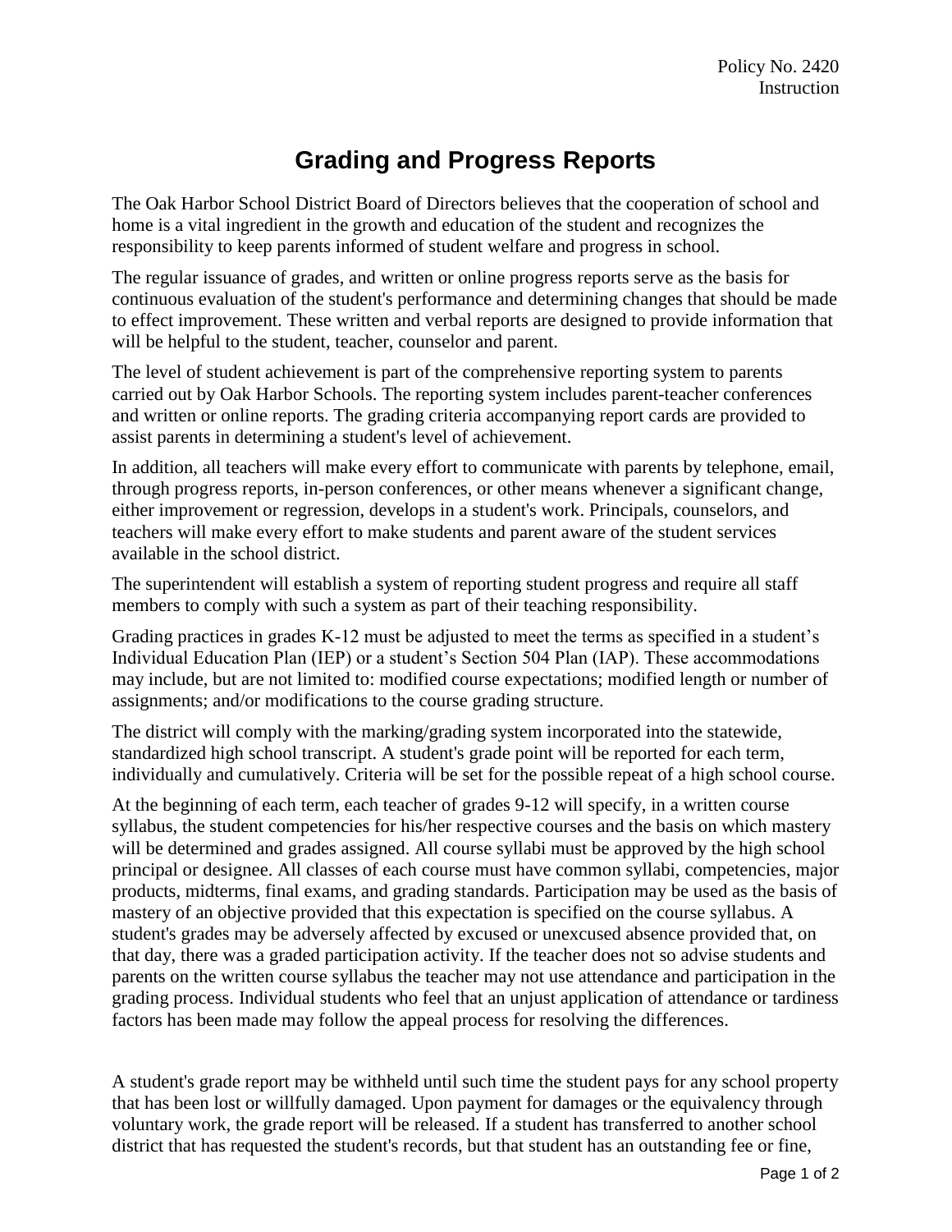Policy No. 2420
Instruction

# Grading and Progress Reports

The Oak Harbor School District Board of Directors believes that the cooperation of school and home is a vital ingredient in the growth and education of the student and recognizes the responsibility to keep parents informed of student welfare and progress in school.

The regular issuance of grades, and written or online progress reports serve as the basis for continuous evaluation of the student's performance and determining changes that should be made to effect improvement. These written and verbal reports are designed to provide information that will be helpful to the student, teacher, counselor and parent.

The level of student achievement is part of the comprehensive reporting system to parents carried out by Oak Harbor Schools. The reporting system includes parent-teacher conferences and written or online reports. The grading criteria accompanying report cards are provided to assist parents in determining a student's level of achievement.

In addition, all teachers will make every effort to communicate with parents by telephone, email, through progress reports, in-person conferences, or other means whenever a significant change, either improvement or regression, develops in a student's work. Principals, counselors, and teachers will make every effort to make students and parent aware of the student services available in the school district.

The superintendent will establish a system of reporting student progress and require all staff members to comply with such a system as part of their teaching responsibility.

Grading practices in grades K-12 must be adjusted to meet the terms as specified in a student's Individual Education Plan (IEP) or a student's Section 504 Plan (IAP). These accommodations may include, but are not limited to: modified course expectations; modified length or number of assignments; and/or modifications to the course grading structure.

The district will comply with the marking/grading system incorporated into the statewide, standardized high school transcript. A student's grade point will be reported for each term, individually and cumulatively. Criteria will be set for the possible repeat of a high school course.

At the beginning of each term, each teacher of grades 9-12 will specify, in a written course syllabus, the student competencies for his/her respective courses and the basis on which mastery will be determined and grades assigned. All course syllabi must be approved by the high school principal or designee. All classes of each course must have common syllabi, competencies, major products, midterms, final exams, and grading standards. Participation may be used as the basis of mastery of an objective provided that this expectation is specified on the course syllabus. A student's grades may be adversely affected by excused or unexcused absence provided that, on that day, there was a graded participation activity. If the teacher does not so advise students and parents on the written course syllabus the teacher may not use attendance and participation in the grading process. Individual students who feel that an unjust application of attendance or tardiness factors has been made may follow the appeal process for resolving the differences.

A student's grade report may be withheld until such time the student pays for any school property that has been lost or willfully damaged. Upon payment for damages or the equivalency through voluntary work, the grade report will be released. If a student has transferred to another school district that has requested the student's records, but that student has an outstanding fee or fine,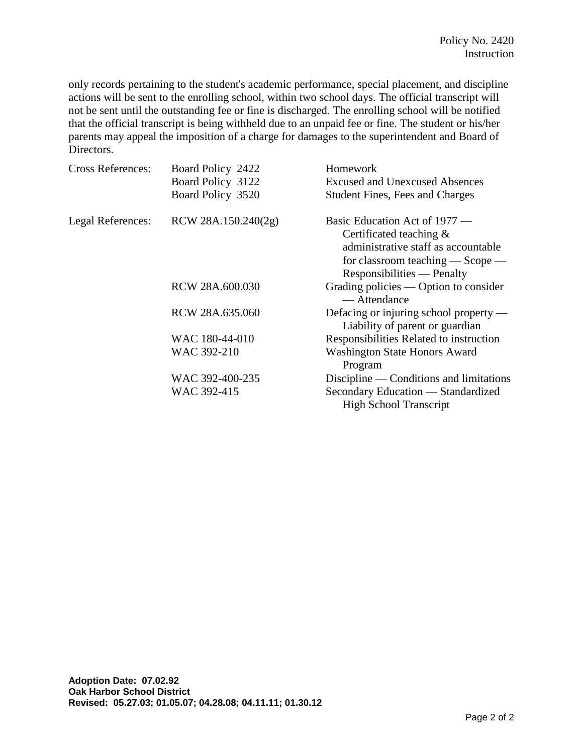only records pertaining to the student's academic performance, special placement, and discipline actions will be sent to the enrolling school, within two school days. The official transcript will not be sent until the outstanding fee or fine is discharged. The enrolling school will be notified that the official transcript is being withheld due to an unpaid fee or fine. The student or his/her parents may appeal the imposition of a charge for damages to the superintendent and Board of Directors.

| | | |
|---|---|---|
| Cross References: | Board Policy 2422 | Homework |
| | Board Policy 3122 | Excused and Unexcused Absences |
| | Board Policy 3520 | Student Fines, Fees and Charges |
| Legal References: | RCW 28A.150.240(2g) | Basic Education Act of 1977 — Certificated teaching & administrative staff as accountable for classroom teaching — Scope — Responsibilities — Penalty |
| | RCW 28A.600.030 | Grading policies — Option to consider — Attendance |
| | RCW 28A.635.060 | Defacing or injuring school property — Liability of parent or guardian |
| | WAC 180-44-010 | Responsibilities Related to instruction |
| | WAC 392-210 | Washington State Honors Award Program |
| | WAC 392-400-235 | Discipline — Conditions and limitations |
| | WAC 392-415 | Secondary Education — Standardized High School Transcript |

**Adoption Date: 07.02.92**
**Oak Harbor School District**
**Revised: 05.27.03; 01.05.07; 04.28.08; 04.11.11; 01.30.12**